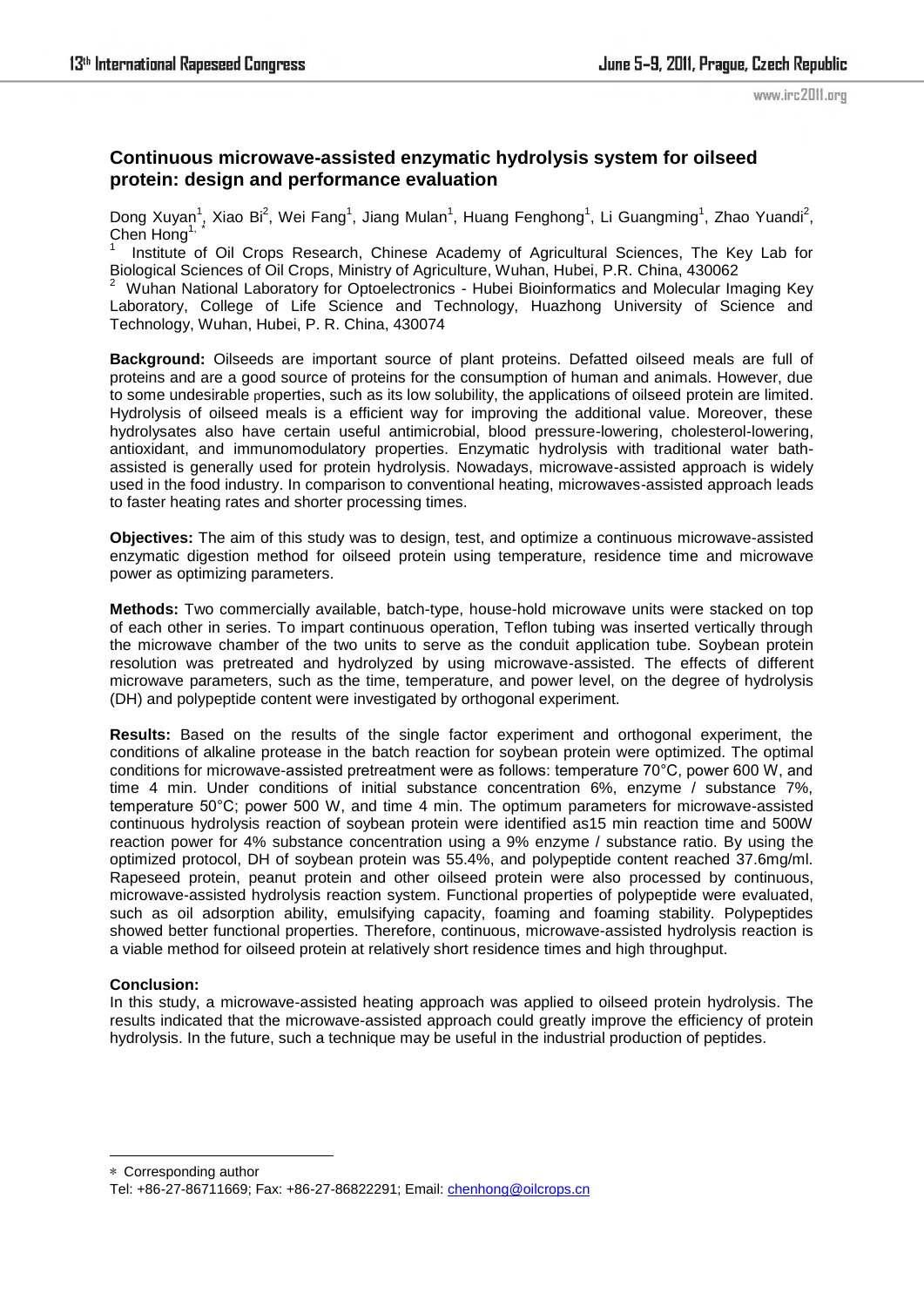# Continuous microwave-assisted enzymatic hydrolysis system for oilseed protein: design and performance evaluation

Dong Xuyan[1], Xiao Bi[2], Wei Fang[1], Jiang Mulan[1], Huang Fenghong[1], Li Guangming[1], Zhao Yuandi[2], Chen Hong[1,*]

[1] Institute of Oil Crops Research, Chinese Academy of Agricultural Sciences, The Key Lab for Biological Sciences of Oil Crops, Ministry of Agriculture, Wuhan, Hubei, P.R. China, 430062

[2] Wuhan National Laboratory for Optoelectronics - Hubei Bioinformatics and Molecular Imaging Key Laboratory, College of Life Science and Technology, Huazhong University of Science and Technology, Wuhan, Hubei, P. R. China, 430074

**Background:** Oilseeds are important source of plant proteins. Defatted oilseed meals are full of proteins and are a good source of proteins for the consumption of human and animals. However, due to some undesirable properties, such as its low solubility, the applications of oilseed protein are limited. Hydrolysis of oilseed meals is a efficient way for improving the additional value. Moreover, these hydrolysates also have certain useful antimicrobial, blood pressure-lowering, cholesterol-lowering, antioxidant, and immunomodulatory properties. Enzymatic hydrolysis with traditional water bath-assisted is generally used for protein hydrolysis. Nowadays, microwave-assisted approach is widely used in the food industry. In comparison to conventional heating, microwaves-assisted approach leads to faster heating rates and shorter processing times.

**Objectives:** The aim of this study was to design, test, and optimize a continuous microwave-assisted enzymatic digestion method for oilseed protein using temperature, residence time and microwave power as optimizing parameters.

**Methods:** Two commercially available, batch-type, house-hold microwave units were stacked on top of each other in series. To impart continuous operation, Teflon tubing was inserted vertically through the microwave chamber of the two units to serve as the conduit application tube. Soybean protein resolution was pretreated and hydrolyzed by using microwave-assisted. The effects of different microwave parameters, such as the time, temperature, and power level, on the degree of hydrolysis (DH) and polypeptide content were investigated by orthogonal experiment.

**Results:** Based on the results of the single factor experiment and orthogonal experiment, the conditions of alkaline protease in the batch reaction for soybean protein were optimized. The optimal conditions for microwave-assisted pretreatment were as follows: temperature 70°C, power 600 W, and time 4 min. Under conditions of initial substance concentration 6%, enzyme / substance 7%, temperature 50°C; power 500 W, and time 4 min. The optimum parameters for microwave-assisted continuous hydrolysis reaction of soybean protein were identified as15 min reaction time and 500W reaction power for 4% substance concentration using a 9% enzyme / substance ratio. By using the optimized protocol, DH of soybean protein was 55.4%, and polypeptide content reached 37.6mg/ml. Rapeseed protein, peanut protein and other oilseed protein were also processed by continuous, microwave-assisted hydrolysis reaction system. Functional properties of polypeptide were evaluated, such as oil adsorption ability, emulsifying capacity, foaming and foaming stability. Polypeptides showed better functional properties. Therefore, continuous, microwave-assisted hydrolysis reaction is a viable method for oilseed protein at relatively short residence times and high throughput.

**Conclusion:**

In this study, a microwave-assisted heating approach was applied to oilseed protein hydrolysis. The results indicated that the microwave-assisted approach could greatly improve the efficiency of protein hydrolysis. In the future, such a technique may be useful in the industrial production of peptides.

* Corresponding author
Tel: +86-27-86711669; Fax: +86-27-86822291; Email: chenhong@oilcrops.cn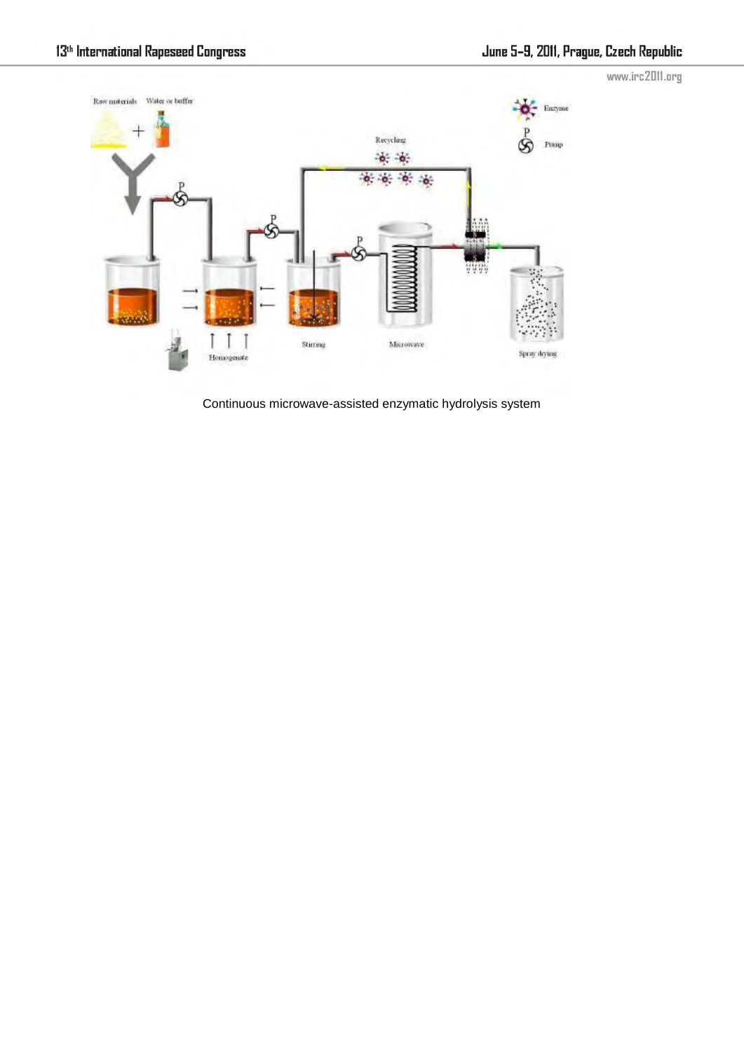Raw materials

Water or buffer

Enzyme

Pump

Recycling

Homogenate

Stirring

Microwave

Spray drying

Continuous microwave-assisted enzymatic hydrolysis system